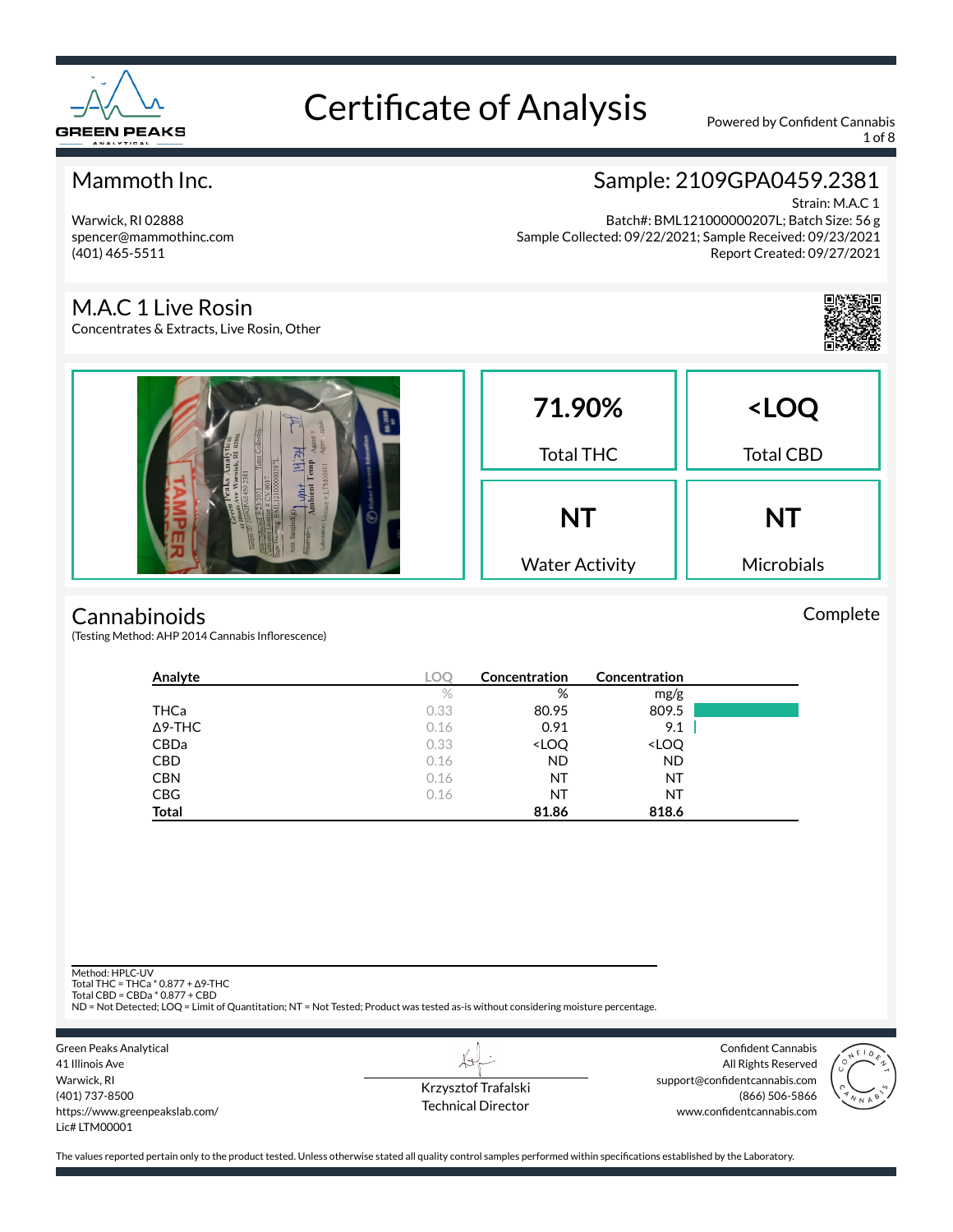# Certificate of Analysis

Powered by Confident Cannabis

## Mammoth Inc.

Warwick, RI 02888
spencer@mammothinc.com
(401) 465-5511

## Sample: 2109GPA0459.2381

Strain: M.A.C 1
Batch#: BML121000000207L; Batch Size: 56 g
Sample Collected: 09/22/2021; Sample Received: 09/23/2021
Report Created: 09/27/2021

## M.A.C 1 Live Rosin

Concentrates & Extracts, Live Rosin, Other

| 71.90% | <LOQ |
|---|---|
| Total THC | Total CBD |
| **NT** | **NT** |
| Water Activity | Microbials |

## Cannabinoids

Complete

(Testing Method: AHP 2014 Cannabis Inflorescence)

| Analyte | LOQ | Concentration | Concentration |
|---|---|---|---|
| | % | % | mg/g |
| THCa | 0.33 | 80.95 | 809.5 |
| Δ9-THC | 0.16 | 0.91 | 9.1 |
| CBDa | 0.33 | <LOQ | <LOQ |
| CBD | 0.16 | ND | ND |
| CBN | 0.16 | NT | NT |
| CBG | 0.16 | NT | NT |
| **Total** | | **81.86** | **818.6** |

Method: HPLC-UV
Total THC = THCa * 0.877 + Δ9-THC
Total CBD = CBDa * 0.877 + CBD
ND = Not Detected; LOQ = Limit of Quantitation; NT = Not Tested; Product was tested as-is without considering moisture percentage.

Green Peaks Analytical
41 Illinois Ave
Warwick, RI
(401) 737-8500
https://www.greenpeakslab.com/
Lic# LTM00001

Krzysztof Trafalski
Technical Director

Confident Cannabis
All Rights Reserved
support@confidentcannabis.com
(866) 506-5866
www.confidentcannabis.com

The values reported pertain only to the product tested. Unless otherwise stated all quality control samples performed within specifications established by the Laboratory.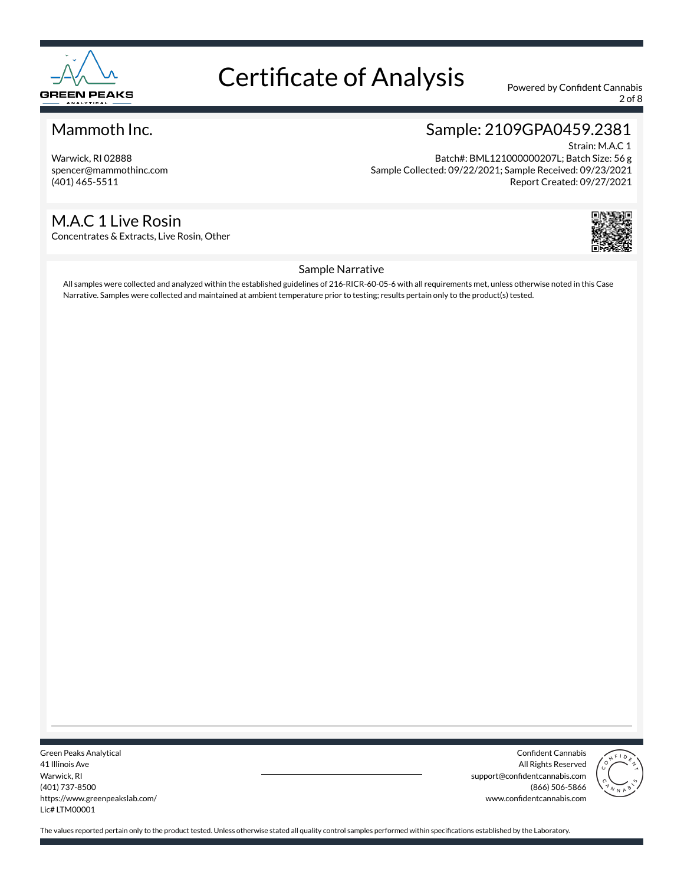# Certificate of Analysis

Powered by Confident Cannabis

## Mammoth Inc.

Warwick, RI 02888
spencer@mammothinc.com
(401) 465-5511

## Sample: 2109GPA0459.2381

Strain: M.A.C 1
Batch#: BML121000000207L; Batch Size: 56 g
Sample Collected: 09/22/2021; Sample Received: 09/23/2021
Report Created: 09/27/2021

## M.A.C 1 Live Rosin

Concentrates & Extracts, Live Rosin, Other

### Sample Narrative

All samples were collected and analyzed within the established guidelines of 216-RICR-60-05-6 with all requirements met, unless otherwise noted in this Case Narrative. Samples were collected and maintained at ambient temperature prior to testing; results pertain only to the product(s) tested.

Green Peaks Analytical
41 Illinois Ave
Warwick, RI
(401) 737-8500
https://www.greenpeakslab.com/
Lic# LTM00001

Confident Cannabis
All Rights Reserved
support@confidentcannabis.com
(866) 506-5866
www.confidentcannabis.com

The values reported pertain only to the product tested. Unless otherwise stated all quality control samples performed within specifications established by the Laboratory.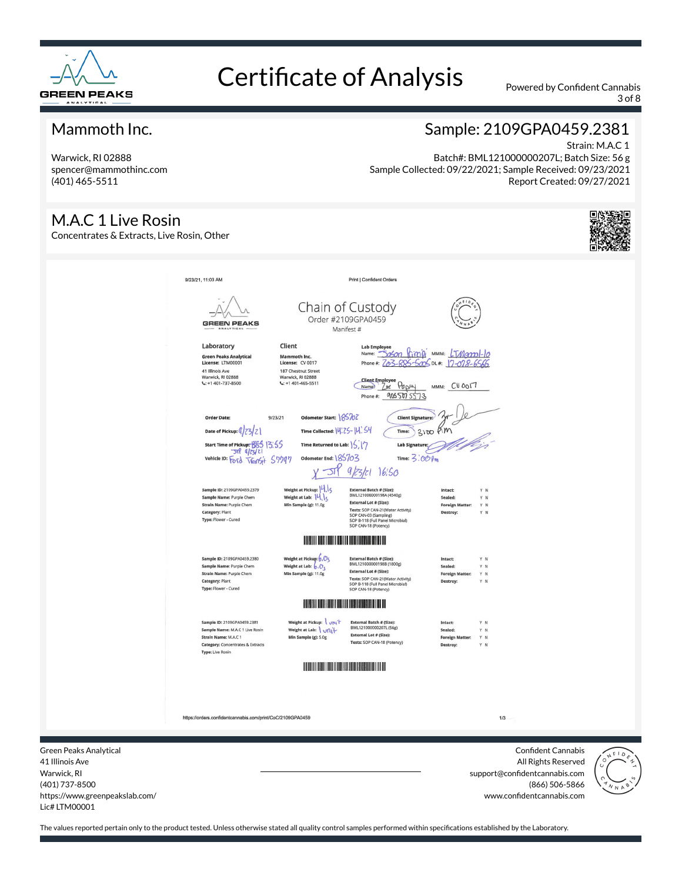# Certificate of Analysis

Powered by Confident Cannabis

## Mammoth Inc.

Warwick, RI 02888
spencer@mammothinc.com
(401) 465-5511

## Sample: 2109GPA0459.2381

Strain: M.A.C 1
Batch#: BML121000000207L; Batch Size: 56 g
Sample Collected: 09/22/2021; Sample Received: 09/23/2021
Report Created: 09/27/2021

## M.A.C 1 Live Rosin

Concentrates & Extracts, Live Rosin, Other

9/23/21, 11:03 AM — Print | Confident Orders

### Chain of Custody

Order #2109GPA0459
Manifest #

**Laboratory**
Green Peaks Analytical
License: LTM00001
41 Illinois Ave
Warwick, RI 02888
+1 401-737-8500

**Client**
Mammoth Inc.
License: CV 0017
187 Chestnut Street
Warwick, RI 02888
+1 401-465-5511

**Lab Employee**
Name: Jason Rimini — MMM: LTM00001-10
Phone #: 203-885-5005 — DL #: 17-028-6566

**Client Employee**
Name: Zac Papay — MMM: CV 0017
Phone #: 9065075573

| | | | |
|---|---|---|---|
| **Order Date:** 9/23/21 | **Odometer Start:** 185702 | **Client Signature:** (signed) | |
| **Date of Pickup:** 9/23/21 | **Time Collected:** 14:25-14:54 | **Time:** 3:00 pm | |
| **Start Time of Pickup:** 13:55 (JP 9/23/21) | **Time Returned to Lab:** 15:17 | **Lab Signature:** (signed) | |
| **Vehicle ID:** Ford Transit 57797 | **Odometer End:** 185703 | **Time:** 3:00 pm | |

X JP 9/23/21 16:50

| Sample | Weight | External Batch / Tests | Condition |
|---|---|---|---|
| **Sample ID:** 2109GPA0459.2379<br>**Sample Name:** Purple Chem<br>**Strain Name:** Purple Chem<br>**Category:** Plant<br>**Type:** Flower - Cured | **Weight at Pickup:** 14.1s<br>**Weight at Lab:** 14.1s<br>**Min Sample (g):** 11.0g | **External Batch # (Size):** BML121000000198A (4540g)<br>**External Lot # (Size):**<br>**Tests:** SOP CAN-21 (Water Activity), SOP CAN-03 (Sampling), SOP B-118 (Full Panel Microbial), SOP CAN-18 (Potency) | **Intact:** Y N<br>**Sealed:** Y N<br>**Foreign Matter:** Y N<br>**Destroy:** Y N |
| **Sample ID:** 2109GPA0459.2380<br>**Sample Name:** Purple Chem<br>**Strain Name:** Purple Chem<br>**Category:** Plant<br>**Type:** Flower - Cured | **Weight at Pickup:** 6.0s<br>**Weight at Lab:** 6.0s<br>**Min Sample (g):** 11.0g | **External Batch # (Size):** BML121000000198B (1800g)<br>**External Lot # (Size):**<br>**Tests:** SOP CAN-21 (Water Activity), SOP B-118 (Full Panel Microbial), SOP CAN-18 (Potency) | **Intact:** Y N<br>**Sealed:** Y N<br>**Foreign Matter:** Y N<br>**Destroy:** Y N |
| **Sample ID:** 2109GPA0459.2381<br>**Sample Name:** M.A.C 1 Live Rosin<br>**Strain Name:** M.A.C 1<br>**Category:** Concentrates & Extracts<br>**Type:** Live Rosin | **Weight at Pickup:** 1 unit<br>**Weight at Lab:** 1 unit<br>**Min Sample (g):** 5.0g | **External Batch # (Size):** BML121000000207L (56g)<br>**External Lot # (Size):**<br>**Tests:** SOP CAN-18 (Potency) | **Intact:** Y N<br>**Sealed:** Y N<br>**Foreign Matter:** Y N<br>**Destroy:** Y N |

https://orders.confidentcannabis.com/print/CoC/2109GPA0459 — 1/3

Green Peaks Analytical
41 Illinois Ave
Warwick, RI
(401) 737-8500
https://www.greenpeakslab.com/
Lic# LTM00001

Confident Cannabis
All Rights Reserved
support@confidentcannabis.com
(866) 506-5866
www.confidentcannabis.com

The values reported pertain only to the product tested. Unless otherwise stated all quality control samples performed within specifications established by the Laboratory.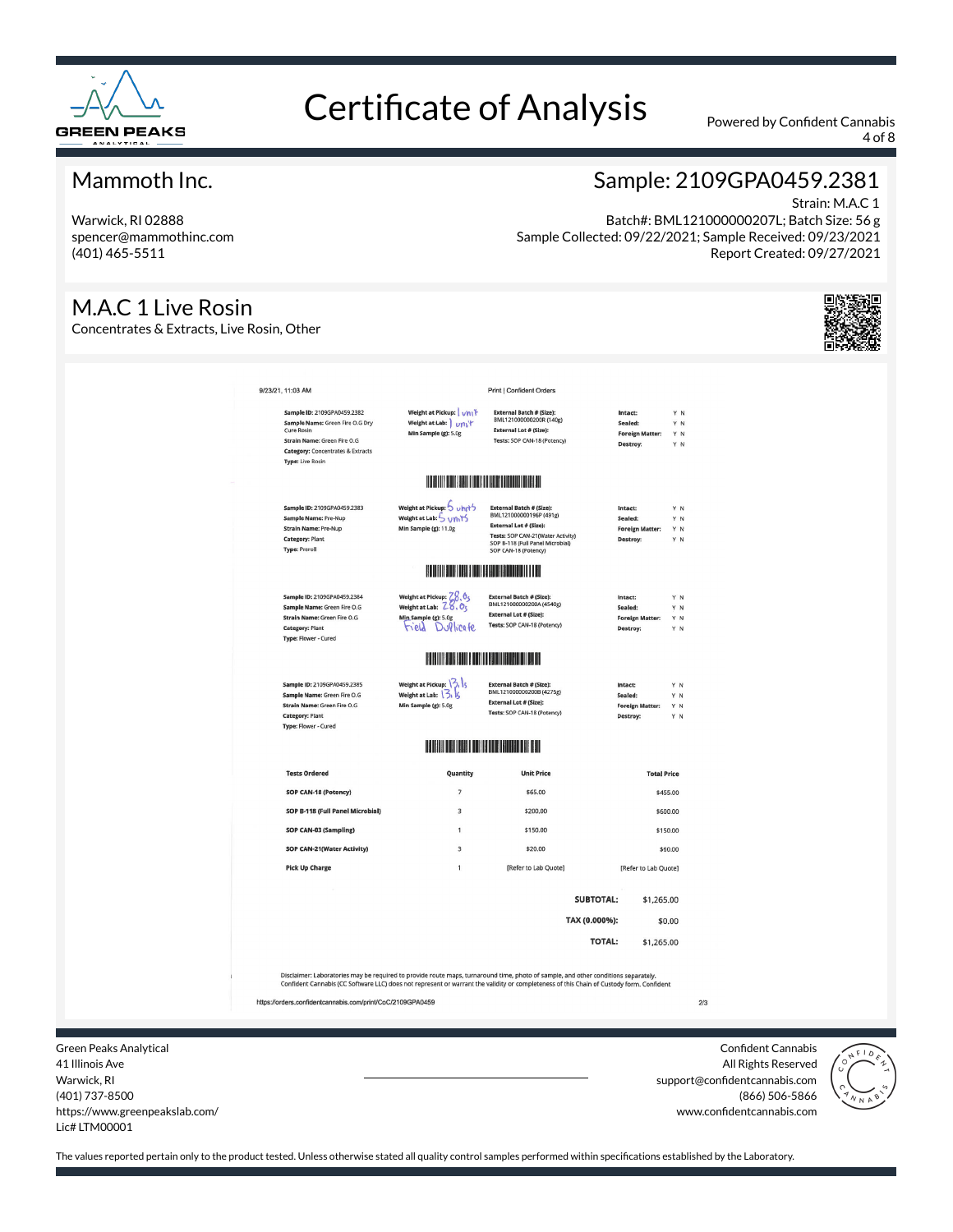# Certificate of Analysis

Powered by Confident Cannabis

## Mammoth Inc.

Warwick, RI 02888
spencer@mammothinc.com
(401) 465-5511

## Sample: 2109GPA0459.2381

Strain: M.A.C 1
Batch#: BML121000000207L; Batch Size: 56 g
Sample Collected: 09/22/2021; Sample Received: 09/23/2021
Report Created: 09/27/2021

## M.A.C 1 Live Rosin

Concentrates & Extracts, Live Rosin, Other

9/23/21, 11:03 AM — Print | Confident Orders

**Sample ID:** 2109GPA0459.2382
**Sample Name:** Green Fire O.G Dry Cure Rosin
**Strain Name:** Green Fire O.G
**Category:** Concentrates & Extracts
**Type:** Live Rosin
**Weight at Pickup:** 1 unit
**Weight at Lab:** 1 unit
**Min Sample (g):** 5.0g
**External Batch # (Size):** BML121000000200R (140g)
**External Lot # (Size):**
**Tests:** SOP CAN-18 (Potency)
**Intact:** Y N
**Sealed:** Y N
**Foreign Matter:** Y N
**Destroy:** Y N

**Sample ID:** 2109GPA0459.2383
**Sample Name:** Pre-Nup
**Strain Name:** Pre-Nup
**Category:** Plant
**Type:** Preroll
**Weight at Pickup:** 5 units
**Weight at Lab:** 5 units
**Min Sample (g):** 11.0g
**External Batch # (Size):** BML121000000196P (491g)
**External Lot # (Size):**
**Tests:** SOP CAN-21(Water Activity) SOP B-118 (Full Panel Microbial) SOP CAN-18 (Potency)
**Intact:** Y N
**Sealed:** Y N
**Foreign Matter:** Y N
**Destroy:** Y N

**Sample ID:** 2109GPA0459.2384
**Sample Name:** Green Fire O.G
**Strain Name:** Green Fire O.G
**Category:** Plant
**Type:** Flower - Cured
**Weight at Pickup:** 28.0g
**Weight at Lab:** 28.0g
**Min Sample (g):** 5.0g
Field Duplicate
**External Batch # (Size):** BML121000000200A (4540g)
**External Lot # (Size):**
**Tests:** SOP CAN-18 (Potency)
**Intact:** Y N
**Sealed:** Y N
**Foreign Matter:** Y N
**Destroy:** Y N

**Sample ID:** 2109GPA0459.2385
**Sample Name:** Green Fire O.G
**Strain Name:** Green Fire O.G
**Category:** Plant
**Type:** Flower - Cured
**Weight at Pickup:** 13.1g
**Weight at Lab:** 13.1g
**Min Sample (g):** 5.0g
**External Batch # (Size):** BML121000000200B (4275g)
**External Lot # (Size):**
**Tests:** SOP CAN-18 (Potency)
**Intact:** Y N
**Sealed:** Y N
**Foreign Matter:** Y N
**Destroy:** Y N

| Tests Ordered | Quantity | Unit Price | Total Price |
|---|---|---|---|
| SOP CAN-18 (Potency) | 7 | $65.00 | $455.00 |
| SOP B-118 (Full Panel Microbial) | 3 | $200.00 | $600.00 |
| SOP CAN-03 (Sampling) | 1 | $150.00 | $150.00 |
| SOP CAN-21(Water Activity) | 3 | $20.00 | $60.00 |
| Pick Up Charge | 1 | [Refer to Lab Quote] | [Refer to Lab Quote] |

| | |
|---|---|
| SUBTOTAL: | $1,265.00 |
| TAX (0.000%): | $0.00 |
| TOTAL: | $1,265.00 |

Disclaimer: Laboratories may be required to provide route maps, turnaround time, photo of sample, and other conditions separately. Confident Cannabis (CC Software LLC) does not represent or warrant the validity or completeness of this Chain of Custody form. Confident

https://orders.confidentcannabis.com/print/CoC/2109GPA0459 — 2/3

Green Peaks Analytical
41 Illinois Ave
Warwick, RI
(401) 737-8500
https://www.greenpeakslab.com/
Lic# LTM00001

Confident Cannabis
All Rights Reserved
support@confidentcannabis.com
(866) 506-5866
www.confidentcannabis.com

The values reported pertain only to the product tested. Unless otherwise stated all quality control samples performed within specifications established by the Laboratory.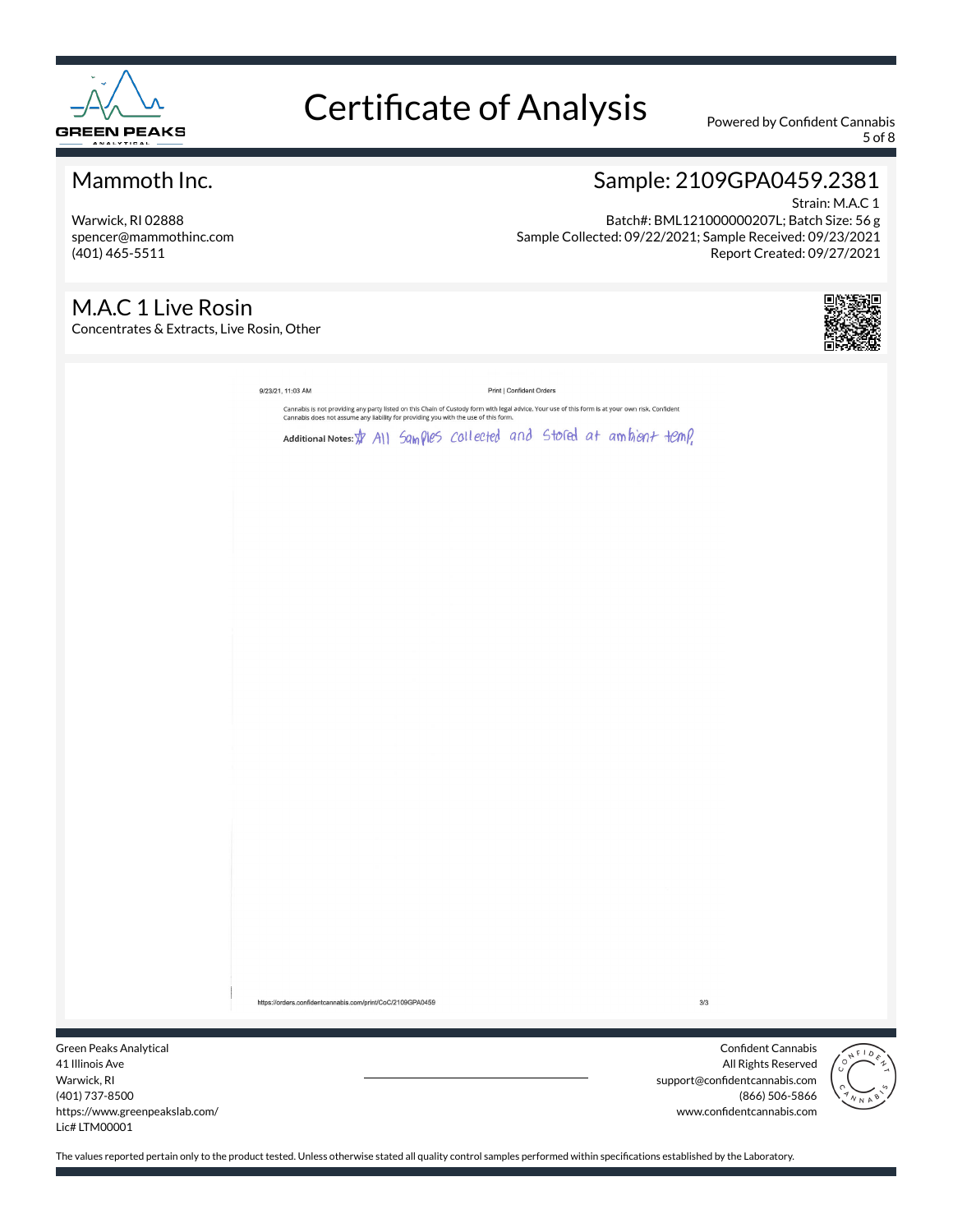# Certificate of Analysis

Powered by Confident Cannabis

## Mammoth Inc.

Warwick, RI 02888
spencer@mammothinc.com
(401) 465-5511

## Sample: 2109GPA0459.2381

Strain: M.A.C 1
Batch#: BML121000000207L; Batch Size: 56 g
Sample Collected: 09/22/2021; Sample Received: 09/23/2021
Report Created: 09/27/2021

## M.A.C 1 Live Rosin

Concentrates & Extracts, Live Rosin, Other

9/23/21, 11:03 AM Print | Confident Orders

Cannabis is not providing any party listed on this Chain of Custody form with legal advice. Your use of this form is at your own risk. Confident Cannabis does not assume any liability for providing you with the use of this form.

**Additional Notes:** ☆ All Samples collected and Stored at ambient temp.

https://orders.confidentcannabis.com/print/CoC/2109GPA0459 3/3

Green Peaks Analytical
41 Illinois Ave
Warwick, RI
(401) 737-8500
https://www.greenpeakslab.com/
Lic# LTM00001

Confident Cannabis
All Rights Reserved
support@confidentcannabis.com
(866) 506-5866
www.confidentcannabis.com

The values reported pertain only to the product tested. Unless otherwise stated all quality control samples performed within specifications established by the Laboratory.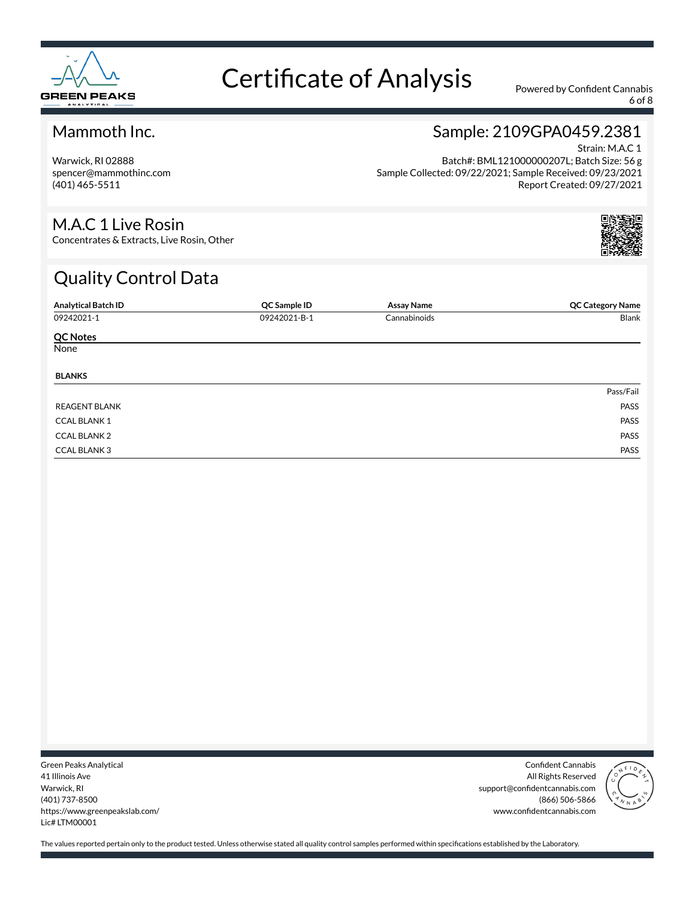# Certificate of Analysis

Powered by Confident Cannabis

## Mammoth Inc.

Warwick, RI 02888
spencer@mammothinc.com
(401) 465-5511

## Sample: 2109GPA0459.2381

Strain: M.A.C 1
Batch#: BML121000000207L; Batch Size: 56 g
Sample Collected: 09/22/2021; Sample Received: 09/23/2021
Report Created: 09/27/2021

## M.A.C 1 Live Rosin

Concentrates & Extracts, Live Rosin, Other

## Quality Control Data

| Analytical Batch ID | QC Sample ID | Assay Name | QC Category Name |
|---|---|---|---|
| 09242021-1 | 09242021-B-1 | Cannabinoids | Blank |

**QC Notes**

None

**BLANKS**

| | Pass/Fail |
|---|---|
| REAGENT BLANK | PASS |
| CCAL BLANK 1 | PASS |
| CCAL BLANK 2 | PASS |
| CCAL BLANK 3 | PASS |

Green Peaks Analytical
41 Illinois Ave
Warwick, RI
(401) 737-8500
https://www.greenpeakslab.com/
Lic# LTM00001

Confident Cannabis
All Rights Reserved
support@confidentcannabis.com
(866) 506-5866
www.confidentcannabis.com

The values reported pertain only to the product tested. Unless otherwise stated all quality control samples performed within specifications established by the Laboratory.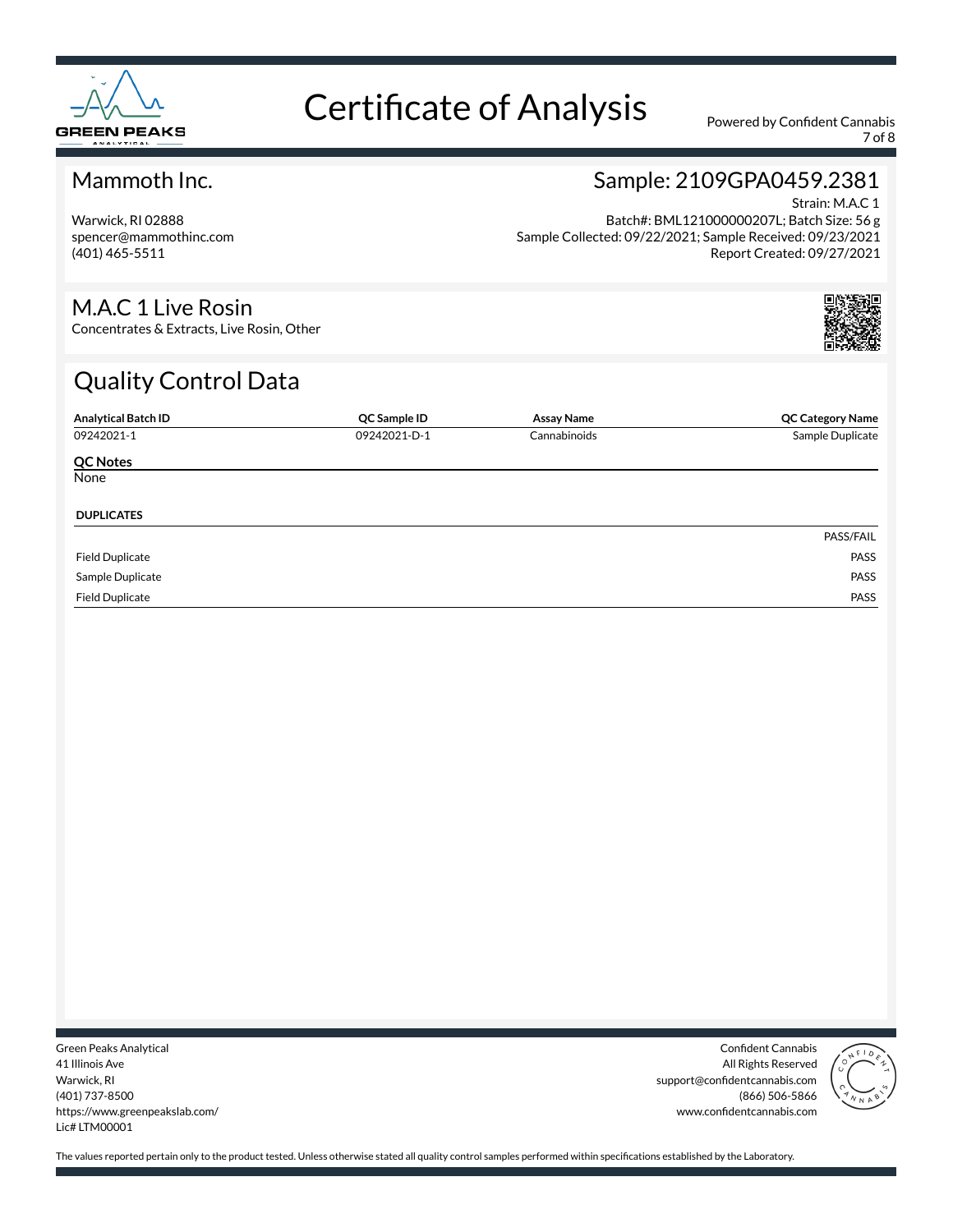# Certificate of Analysis

Powered by Confident Cannabis

## Mammoth Inc.

Warwick, RI 02888
spencer@mammothinc.com
(401) 465-5511

## Sample: 2109GPA0459.2381

Strain: M.A.C 1
Batch#: BML121000000207L; Batch Size: 56 g
Sample Collected: 09/22/2021; Sample Received: 09/23/2021
Report Created: 09/27/2021

## M.A.C 1 Live Rosin

Concentrates & Extracts, Live Rosin, Other

## Quality Control Data

| Analytical Batch ID | QC Sample ID | Assay Name | QC Category Name |
|---|---|---|---|
| 09242021-1 | 09242021-D-1 | Cannabinoids | Sample Duplicate |

**QC Notes**

None

**DUPLICATES**

| | PASS/FAIL |
|---|---|
| Field Duplicate | PASS |
| Sample Duplicate | PASS |
| Field Duplicate | PASS |

Green Peaks Analytical
41 Illinois Ave
Warwick, RI
(401) 737-8500
https://www.greenpeakslab.com/
Lic# LTM00001

Confident Cannabis
All Rights Reserved
support@confidentcannabis.com
(866) 506-5866
www.confidentcannabis.com

The values reported pertain only to the product tested. Unless otherwise stated all quality control samples performed within specifications established by the Laboratory.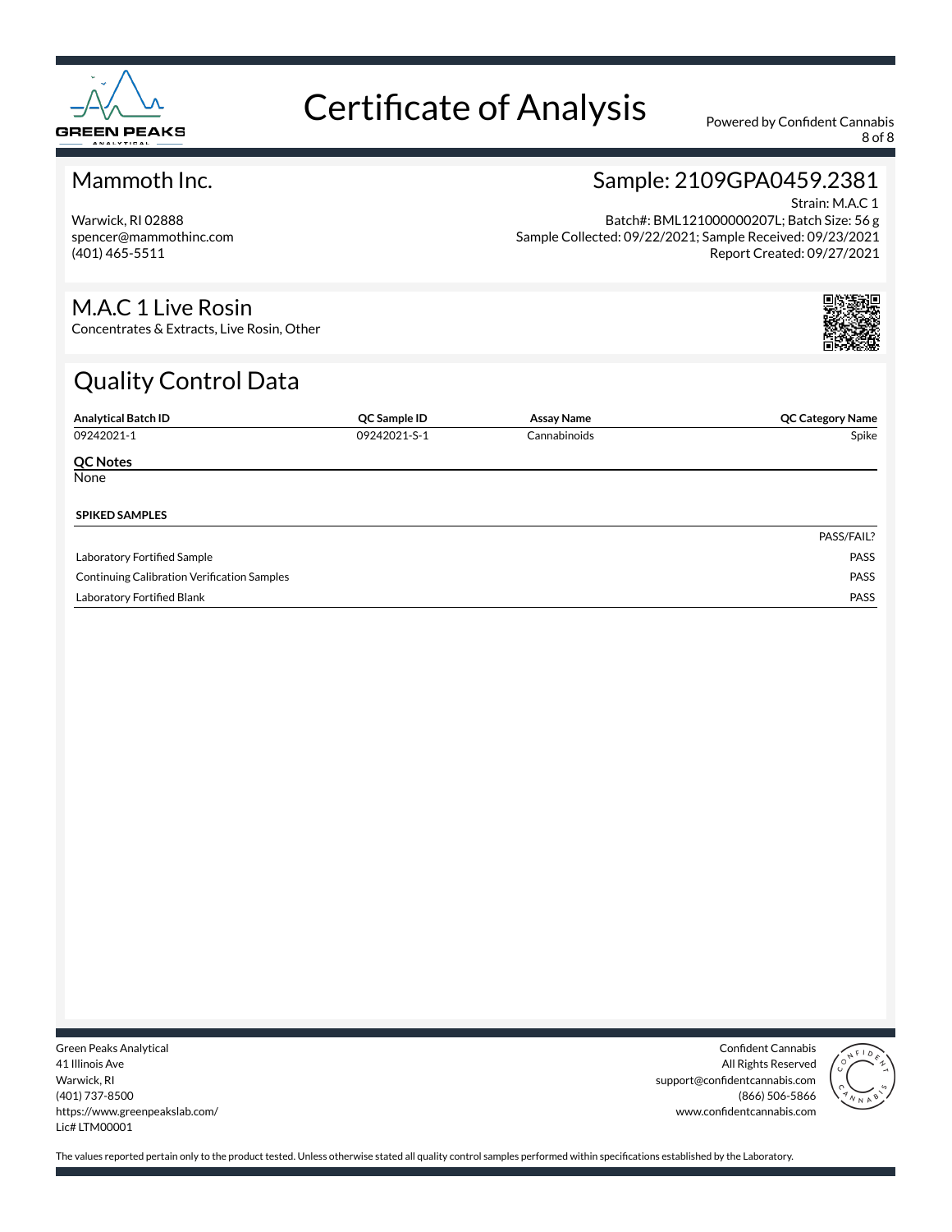# Certificate of Analysis

Powered by Confident Cannabis

## Mammoth Inc.

Warwick, RI 02888
spencer@mammothinc.com
(401) 465-5511

## Sample: 2109GPA0459.2381

Strain: M.A.C 1
Batch#: BML121000000207L; Batch Size: 56 g
Sample Collected: 09/22/2021; Sample Received: 09/23/2021
Report Created: 09/27/2021

## M.A.C 1 Live Rosin

Concentrates & Extracts, Live Rosin, Other

## Quality Control Data

| Analytical Batch ID | QC Sample ID | Assay Name | QC Category Name |
|---|---|---|---|
| 09242021-1 | 09242021-S-1 | Cannabinoids | Spike |

**QC Notes**

None

**SPIKED SAMPLES**

| | PASS/FAIL? |
|---|---|
| Laboratory Fortified Sample | PASS |
| Continuing Calibration Verification Samples | PASS |
| Laboratory Fortified Blank | PASS |

Green Peaks Analytical
41 Illinois Ave
Warwick, RI
(401) 737-8500
https://www.greenpeakslab.com/
Lic# LTM00001

Confident Cannabis
All Rights Reserved
support@confidentcannabis.com
(866) 506-5866
www.confidentcannabis.com

The values reported pertain only to the product tested. Unless otherwise stated all quality control samples performed within specifications established by the Laboratory.